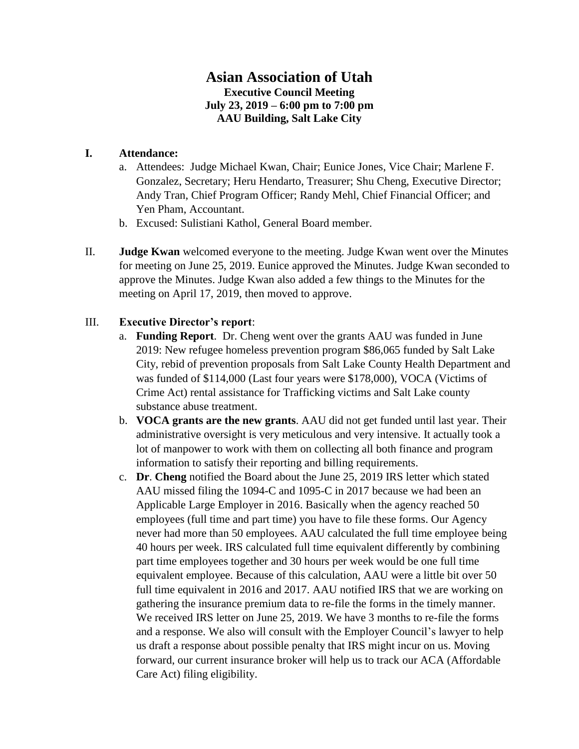# Asian Association of Utah

**Executive Council Meeting**
**July 23, 2019 – 6:00 pm to 7:00 pm**
**AAU Building, Salt Lake City**

## I. Attendance:

a. Attendees: Judge Michael Kwan, Chair; Eunice Jones, Vice Chair; Marlene F. Gonzalez, Secretary; Heru Hendarto, Treasurer; Shu Cheng, Executive Director; Andy Tran, Chief Program Officer; Randy Mehl, Chief Financial Officer; and Yen Pham, Accountant.

b. Excused: Sulistiani Kathol, General Board member.

II. **Judge Kwan** welcomed everyone to the meeting. Judge Kwan went over the Minutes for meeting on June 25, 2019. Eunice approved the Minutes. Judge Kwan seconded to approve the Minutes. Judge Kwan also added a few things to the Minutes for the meeting on April 17, 2019, then moved to approve.

III. **Executive Director's report**:

a. **Funding Report**. Dr. Cheng went over the grants AAU was funded in June 2019: New refugee homeless prevention program $86,065 funded by Salt Lake City, rebid of prevention proposals from Salt Lake County Health Department and was funded of $114,000 (Last four years were $178,000), VOCA (Victims of Crime Act) rental assistance for Trafficking victims and Salt Lake county substance abuse treatment.

b. **VOCA grants are the new grants**. AAU did not get funded until last year. Their administrative oversight is very meticulous and very intensive. It actually took a lot of manpower to work with them on collecting all both finance and program information to satisfy their reporting and billing requirements.

c. **Dr**. **Cheng** notified the Board about the June 25, 2019 IRS letter which stated AAU missed filing the 1094-C and 1095-C in 2017 because we had been an Applicable Large Employer in 2016. Basically when the agency reached 50 employees (full time and part time) you have to file these forms. Our Agency never had more than 50 employees. AAU calculated the full time employee being 40 hours per week. IRS calculated full time equivalent differently by combining part time employees together and 30 hours per week would be one full time equivalent employee. Because of this calculation, AAU were a little bit over 50 full time equivalent in 2016 and 2017. AAU notified IRS that we are working on gathering the insurance premium data to re-file the forms in the timely manner. We received IRS letter on June 25, 2019. We have 3 months to re-file the forms and a response. We also will consult with the Employer Council's lawyer to help us draft a response about possible penalty that IRS might incur on us. Moving forward, our current insurance broker will help us to track our ACA (Affordable Care Act) filing eligibility.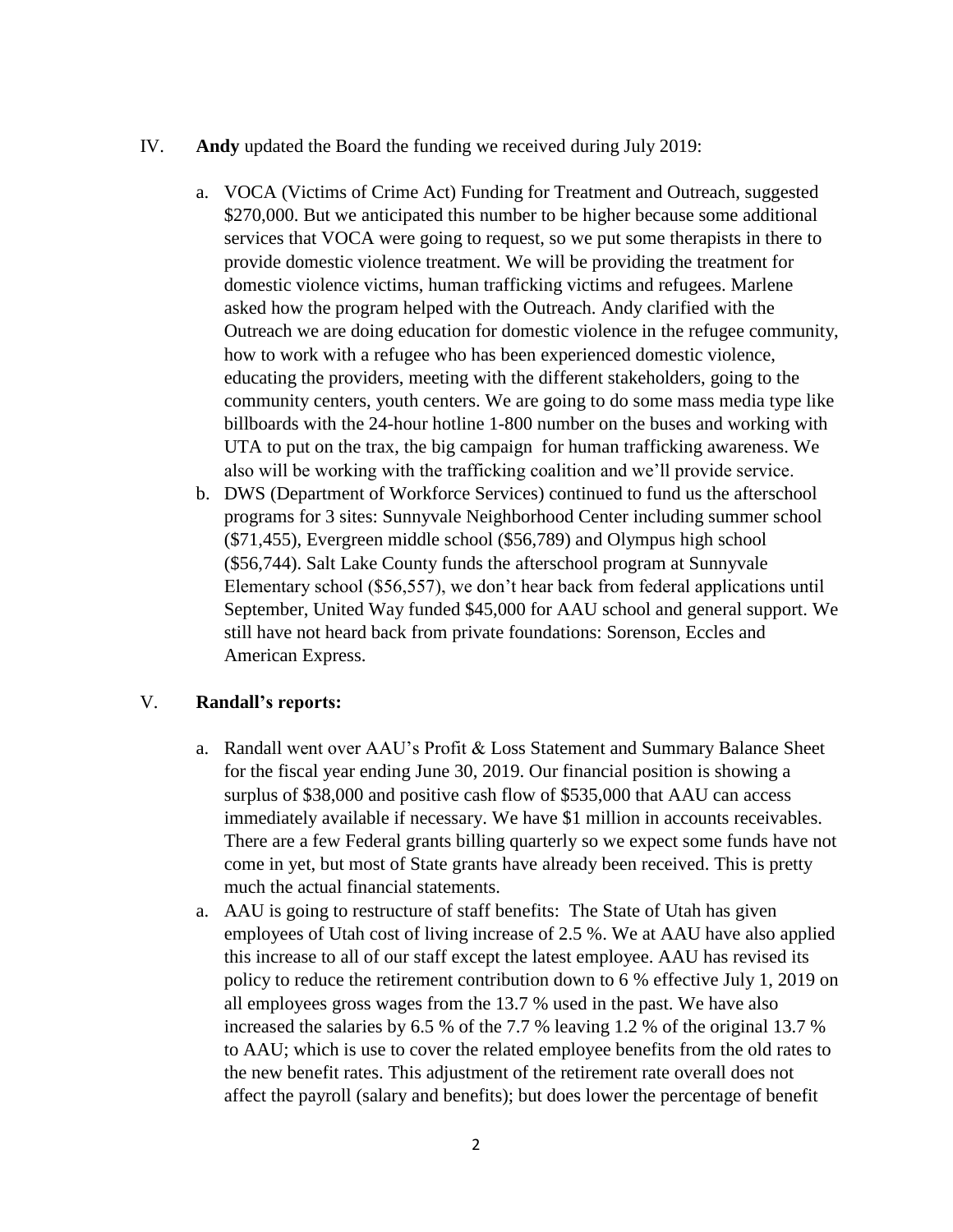IV. **Andy** updated the Board the funding we received during July 2019:

   a. VOCA (Victims of Crime Act) Funding for Treatment and Outreach, suggested $270,000. But we anticipated this number to be higher because some additional services that VOCA were going to request, so we put some therapists in there to provide domestic violence treatment. We will be providing the treatment for domestic violence victims, human trafficking victims and refugees. Marlene asked how the program helped with the Outreach. Andy clarified with the Outreach we are doing education for domestic violence in the refugee community, how to work with a refugee who has been experienced domestic violence, educating the providers, meeting with the different stakeholders, going to the community centers, youth centers. We are going to do some mass media type like billboards with the 24-hour hotline 1-800 number on the buses and working with UTA to put on the trax, the big campaign for human trafficking awareness. We also will be working with the trafficking coalition and we'll provide service.

   b. DWS (Department of Workforce Services) continued to fund us the afterschool programs for 3 sites: Sunnyvale Neighborhood Center including summer school ($71,455), Evergreen middle school ($56,789) and Olympus high school ($56,744). Salt Lake County funds the afterschool program at Sunnyvale Elementary school ($56,557), we don't hear back from federal applications until September, United Way funded $45,000 for AAU school and general support. We still have not heard back from private foundations: Sorenson, Eccles and American Express.

V. **Randall's reports:**

   a. Randall went over AAU's Profit & Loss Statement and Summary Balance Sheet for the fiscal year ending June 30, 2019. Our financial position is showing a surplus of $38,000 and positive cash flow of $535,000 that AAU can access immediately available if necessary. We have $1 million in accounts receivables. There are a few Federal grants billing quarterly so we expect some funds have not come in yet, but most of State grants have already been received. This is pretty much the actual financial statements.

   a. AAU is going to restructure of staff benefits: The State of Utah has given employees of Utah cost of living increase of 2.5 %. We at AAU have also applied this increase to all of our staff except the latest employee. AAU has revised its policy to reduce the retirement contribution down to 6 % effective July 1, 2019 on all employees gross wages from the 13.7 % used in the past. We have also increased the salaries by 6.5 % of the 7.7 % leaving 1.2 % of the original 13.7 % to AAU; which is use to cover the related employee benefits from the old rates to the new benefit rates. This adjustment of the retirement rate overall does not affect the payroll (salary and benefits); but does lower the percentage of benefit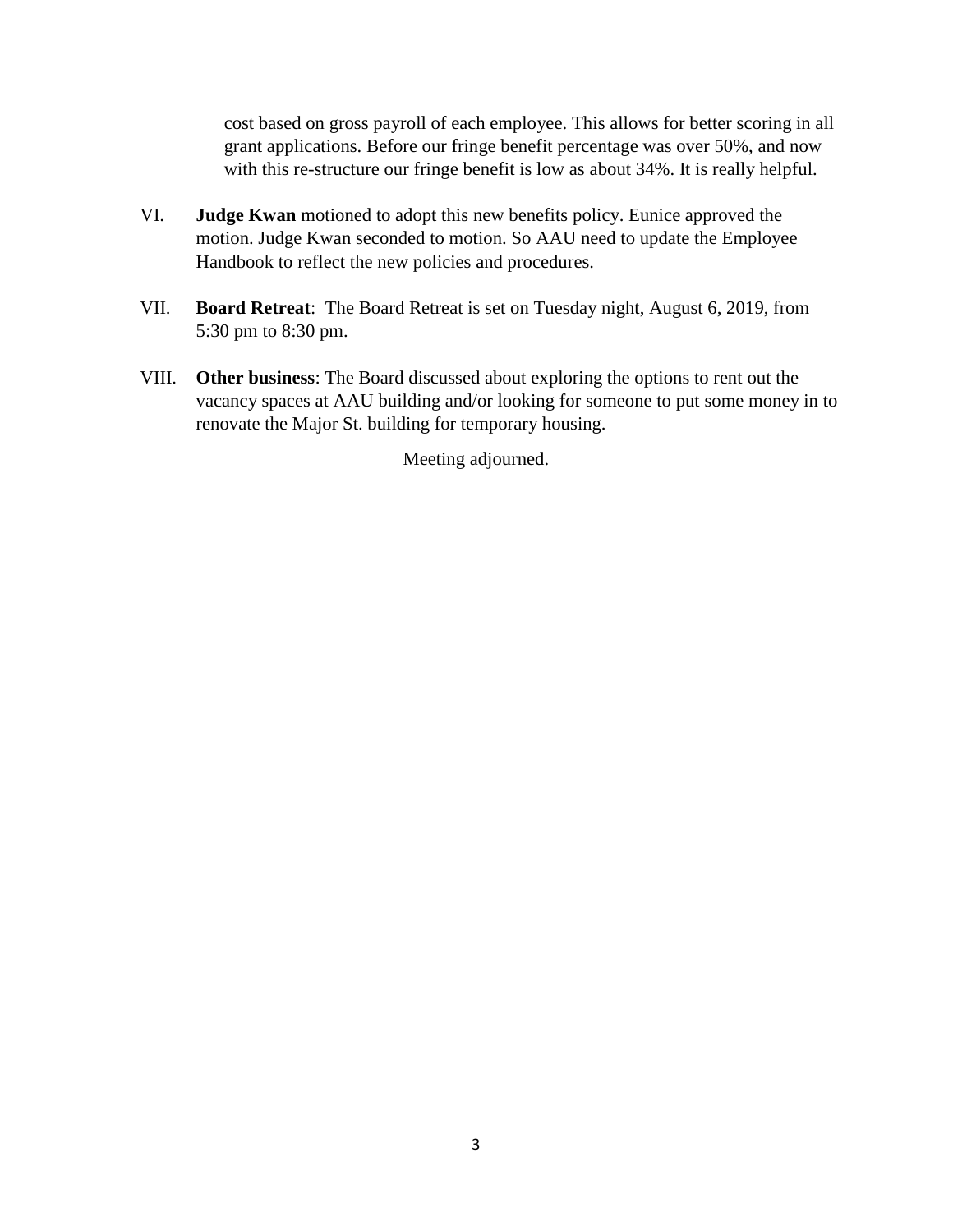cost based on gross payroll of each employee. This allows for better scoring in all grant applications. Before our fringe benefit percentage was over 50%, and now with this re-structure our fringe benefit is low as about 34%. It is really helpful.

VI. **Judge Kwan** motioned to adopt this new benefits policy. Eunice approved the motion. Judge Kwan seconded to motion. So AAU need to update the Employee Handbook to reflect the new policies and procedures.

VII. **Board Retreat**: The Board Retreat is set on Tuesday night, August 6, 2019, from 5:30 pm to 8:30 pm.

VIII. **Other business**: The Board discussed about exploring the options to rent out the vacancy spaces at AAU building and/or looking for someone to put some money in to renovate the Major St. building for temporary housing.

Meeting adjourned.